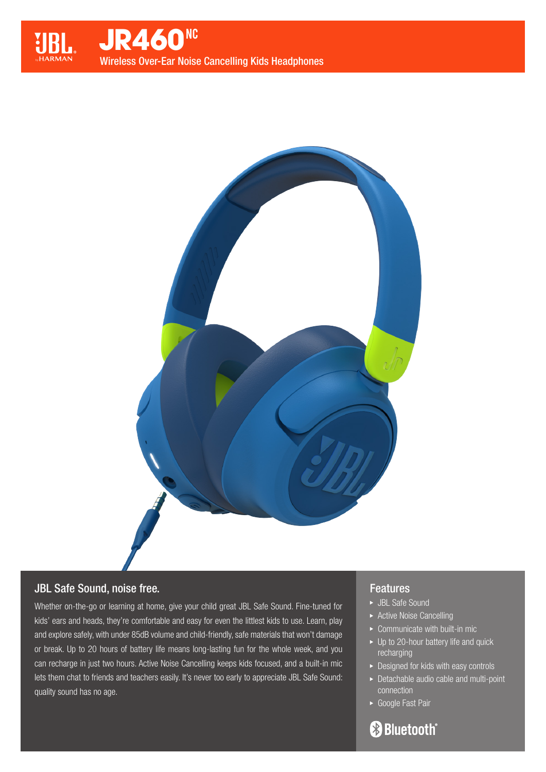# JR460NC

Wireless Over-Ear Noise Cancelling Kids Headphones

## JBL Safe Sound, noise free.

Whether on-the-go or learning at home, give your child great JBL Safe Sound. Fine-tuned for kids' ears and heads, they're comfortable and easy for even the littlest kids to use. Learn, play and explore safely, with under 85dB volume and child-friendly, safe materials that won't damage or break. Up to 20 hours of battery life means long-lasting fun for the whole week, and you can recharge in just two hours. Active Noise Cancelling keeps kids focused, and a built-in mic lets them chat to friends and teachers easily. It's never too early to appreciate JBL Safe Sound: quality sound has no age.

## Features

- JBL Safe Sound
- Active Noise Cancelling
- Communicate with built-in mic
- Up to 20-hour battery life and quick recharging
- Designed for kids with easy controls
- Detachable audio cable and multi-point connection
- Google Fast Pair

Bluetooth®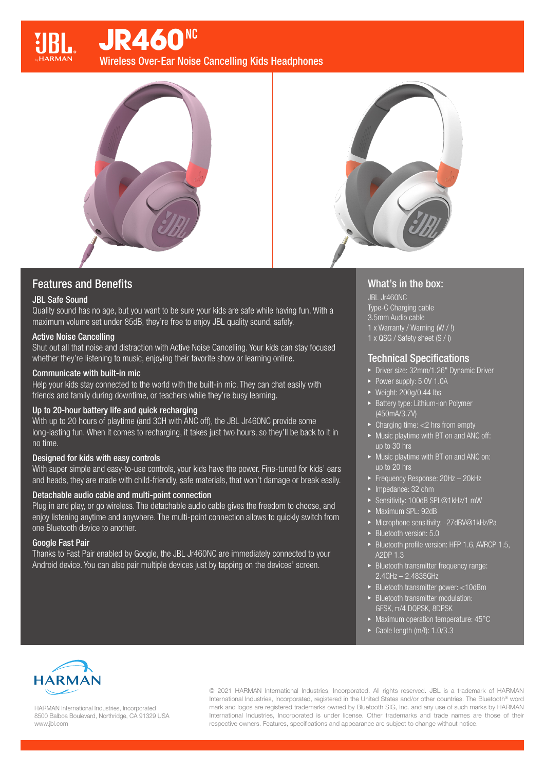# JBL JR460NC

## Wireless Over-Ear Noise Cancelling Kids Headphones

## Features and Benefits

### JBL Safe Sound

Quality sound has no age, but you want to be sure your kids are safe while having fun. With a maximum volume set under 85dB, they're free to enjoy JBL quality sound, safely.

### Active Noise Cancelling

Shut out all that noise and distraction with Active Noise Cancelling. Your kids can stay focused whether they're listening to music, enjoying their favorite show or learning online.

### Communicate with built-in mic

Help your kids stay connected to the world with the built-in mic. They can chat easily with friends and family during downtime, or teachers while they're busy learning.

### Up to 20-hour battery life and quick recharging

With up to 20 hours of playtime (and 30H with ANC off), the JBL Jr460NC provide some long-lasting fun. When it comes to recharging, it takes just two hours, so they'll be back to it in no time.

### Designed for kids with easy controls

With super simple and easy-to-use controls, your kids have the power. Fine-tuned for kids' ears and heads, they are made with child-friendly, safe materials, that won't damage or break easily.

### Detachable audio cable and multi-point connection

Plug in and play, or go wireless. The detachable audio cable gives the freedom to choose, and enjoy listening anytime and anywhere. The multi-point connection allows to quickly switch from one Bluetooth device to another.

### Google Fast Pair

Thanks to Fast Pair enabled by Google, the JBL Jr460NC are immediately connected to your Android device. You can also pair multiple devices just by tapping on the devices' screen.

## What's in the box:

JBL Jr460NC
Type-C Charging cable
3.5mm Audio cable
1 x Warranty / Warning (W / !)
1 x QSG / Safety sheet (S / i)

## Technical Specifications

- Driver size: 32mm/1.26" Dynamic Driver
- Power supply: 5.0V 1.0A
- Weight: 200g/0.44 lbs
- Battery type: Lithium-ion Polymer (450mA/3.7V)
- Charging time: <2 hrs from empty
- Music playtime with BT on and ANC off: up to 30 hrs
- Music playtime with BT on and ANC on: up to 20 hrs
- Frequency Response: 20Hz – 20kHz
- Impedance: 32 ohm
- Sensitivity: 100dB SPL@1kHz/1 mW
- Maximum SPL: 92dB
- Microphone sensitivity: -27dBV@1kHz/Pa
- Bluetooth version: 5.0
- Bluetooth profile version: HFP 1.6, AVRCP 1.5, A2DP 1.3
- Bluetooth transmitter frequency range: 2.4GHz – 2.4835GHz
- Bluetooth transmitter power: <10dBm
- Bluetooth transmitter modulation: GFSK, π/4 DQPSK, 8DPSK
- Maximum operation temperature: 45°C
- Cable length (m/f): 1.0/3.3

HARMAN

HARMAN International Industries, Incorporated
8500 Balboa Boulevard, Northridge, CA 91329 USA
www.jbl.com

© 2021 HARMAN International Industries, Incorporated. All rights reserved. JBL is a trademark of HARMAN International Industries, Incorporated, registered in the United States and/or other countries. The Bluetooth® word mark and logos are registered trademarks owned by Bluetooth SIG, Inc. and any use of such marks by HARMAN International Industries, Incorporated is under license. Other trademarks and trade names are those of their respective owners. Features, specifications and appearance are subject to change without notice.